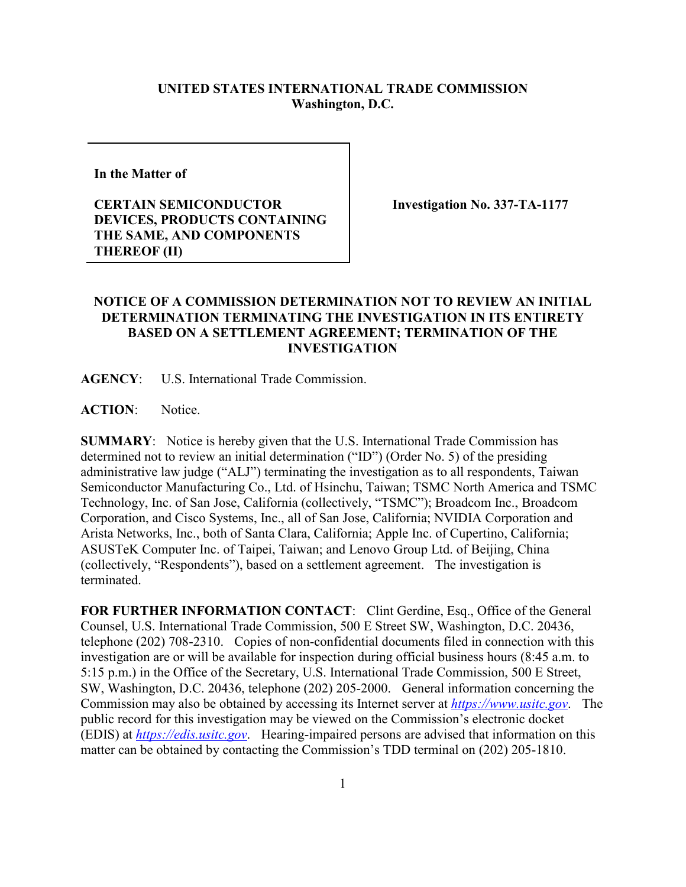**UNITED STATES INTERNATIONAL TRADE COMMISSION**
**Washington, D.C.**

| In the Matter of<br><br>**CERTAIN SEMICONDUCTOR DEVICES, PRODUCTS CONTAINING THE SAME, AND COMPONENTS THEREOF (II)** | **Investigation No. 337-TA-1177** |
|---|---|

**NOTICE OF A COMMISSION DETERMINATION NOT TO REVIEW AN INITIAL DETERMINATION TERMINATING THE INVESTIGATION IN ITS ENTIRETY BASED ON A SETTLEMENT AGREEMENT; TERMINATION OF THE INVESTIGATION**

**AGENCY**: U.S. International Trade Commission.

**ACTION**: Notice.

**SUMMARY**: Notice is hereby given that the U.S. International Trade Commission has determined not to review an initial determination ("ID") (Order No. 5) of the presiding administrative law judge ("ALJ") terminating the investigation as to all respondents, Taiwan Semiconductor Manufacturing Co., Ltd. of Hsinchu, Taiwan; TSMC North America and TSMC Technology, Inc. of San Jose, California (collectively, "TSMC"); Broadcom Inc., Broadcom Corporation, and Cisco Systems, Inc., all of San Jose, California; NVIDIA Corporation and Arista Networks, Inc., both of Santa Clara, California; Apple Inc. of Cupertino, California; ASUSTeK Computer Inc. of Taipei, Taiwan; and Lenovo Group Ltd. of Beijing, China (collectively, "Respondents"), based on a settlement agreement. The investigation is terminated.

**FOR FURTHER INFORMATION CONTACT**: Clint Gerdine, Esq., Office of the General Counsel, U.S. International Trade Commission, 500 E Street SW, Washington, D.C. 20436, telephone (202) 708-2310. Copies of non-confidential documents filed in connection with this investigation are or will be available for inspection during official business hours (8:45 a.m. to 5:15 p.m.) in the Office of the Secretary, U.S. International Trade Commission, 500 E Street, SW, Washington, D.C. 20436, telephone (202) 205-2000. General information concerning the Commission may also be obtained by accessing its Internet server at *https://www.usitc.gov*. The public record for this investigation may be viewed on the Commission's electronic docket (EDIS) at *https://edis.usitc.gov*. Hearing-impaired persons are advised that information on this matter can be obtained by contacting the Commission's TDD terminal on (202) 205-1810.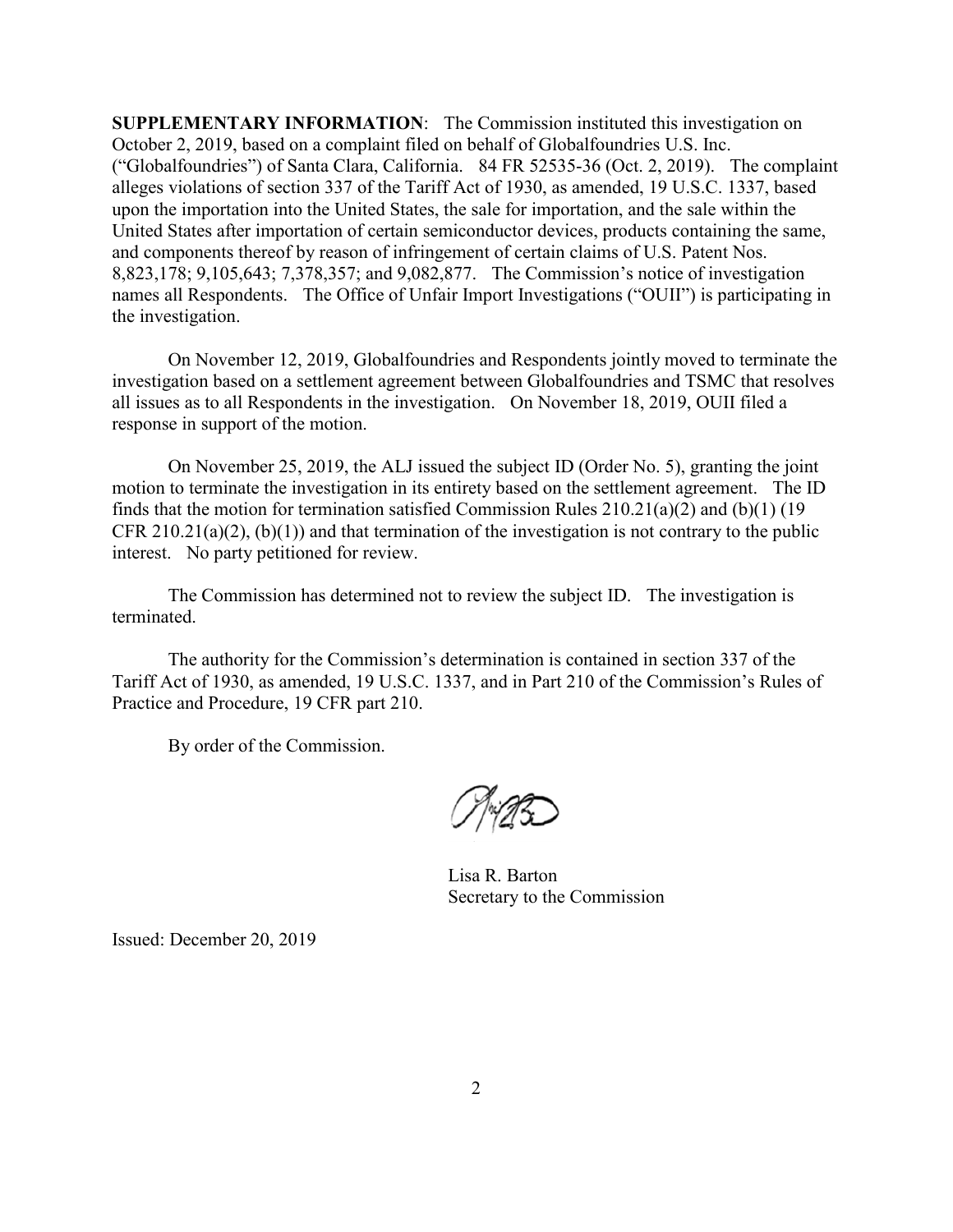**SUPPLEMENTARY INFORMATION**: The Commission instituted this investigation on October 2, 2019, based on a complaint filed on behalf of Globalfoundries U.S. Inc. ("Globalfoundries") of Santa Clara, California. 84 FR 52535-36 (Oct. 2, 2019). The complaint alleges violations of section 337 of the Tariff Act of 1930, as amended, 19 U.S.C. 1337, based upon the importation into the United States, the sale for importation, and the sale within the United States after importation of certain semiconductor devices, products containing the same, and components thereof by reason of infringement of certain claims of U.S. Patent Nos. 8,823,178; 9,105,643; 7,378,357; and 9,082,877. The Commission's notice of investigation names all Respondents. The Office of Unfair Import Investigations ("OUII") is participating in the investigation.

On November 12, 2019, Globalfoundries and Respondents jointly moved to terminate the investigation based on a settlement agreement between Globalfoundries and TSMC that resolves all issues as to all Respondents in the investigation. On November 18, 2019, OUII filed a response in support of the motion.

On November 25, 2019, the ALJ issued the subject ID (Order No. 5), granting the joint motion to terminate the investigation in its entirety based on the settlement agreement. The ID finds that the motion for termination satisfied Commission Rules 210.21(a)(2) and (b)(1) (19 CFR 210.21(a)(2), (b)(1)) and that termination of the investigation is not contrary to the public interest. No party petitioned for review.

The Commission has determined not to review the subject ID. The investigation is terminated.

The authority for the Commission's determination is contained in section 337 of the Tariff Act of 1930, as amended, 19 U.S.C. 1337, and in Part 210 of the Commission's Rules of Practice and Procedure, 19 CFR part 210.

By order of the Commission.

Lisa R. Barton
Secretary to the Commission

Issued: December 20, 2019